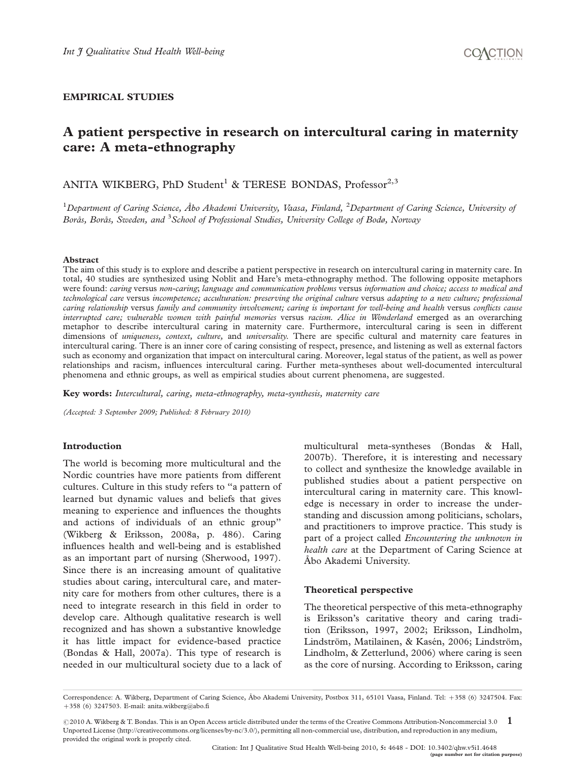EMPIRICAL STUDIES

# A patient perspective in research on intercultural caring in maternity care: A meta-ethnography

ANITA WIKBERG, PhD Student[1] & TERESE BONDAS, Professor[2,3]

[1]*Department of Caring Science, Åbo Akademi University, Vaasa, Finland,* [2]*Department of Caring Science, University of Borås, Borås, Sweden, and* [3]*School of Professional Studies, University College of Bodø, Norway*

## Abstract

The aim of this study is to explore and describe a patient perspective in research on intercultural caring in maternity care. In total, 40 studies are synthesized using Noblit and Hare's meta-ethnography method. The following opposite metaphors were found: *caring* versus *non-caring*; *language and communication problems* versus *information and choice; access to medical and technological care* versus *incompetence; acculturation: preserving the original culture* versus *adapting to a new culture; professional caring relationship* versus *family and community involvement; caring is important for well-being and health* versus *conflicts cause interrupted care; vulnerable women with painful memories* versus *racism. Alice in Wonderland* emerged as an overarching metaphor to describe intercultural caring in maternity care. Furthermore, intercultural caring is seen in different dimensions of *uniqueness, context, culture,* and *universality.* There are specific cultural and maternity care features in intercultural caring. There is an inner core of caring consisting of respect, presence, and listening as well as external factors such as economy and organization that impact on intercultural caring. Moreover, legal status of the patient, as well as power relationships and racism, influences intercultural caring. Further meta-syntheses about well-documented intercultural phenomena and ethnic groups, as well as empirical studies about current phenomena, are suggested.

**Key words:** *Intercultural, caring, meta-ethnography, meta-synthesis, maternity care*

*(Accepted: 3 September 2009; Published: 8 February 2010)*

## Introduction

The world is becoming more multicultural and the Nordic countries have more patients from different cultures. Culture in this study refers to "a pattern of learned but dynamic values and beliefs that gives meaning to experience and influences the thoughts and actions of individuals of an ethnic group" (Wikberg & Eriksson, 2008a, p. 486). Caring influences health and well-being and is established as an important part of nursing (Sherwood, 1997). Since there is an increasing amount of qualitative studies about caring, intercultural care, and maternity care for mothers from other cultures, there is a need to integrate research in this field in order to develop care. Although qualitative research is well recognized and has shown a substantive knowledge it has little impact for evidence-based practice (Bondas & Hall, 2007a). This type of research is needed in our multicultural society due to a lack of multicultural meta-syntheses (Bondas & Hall, 2007b). Therefore, it is interesting and necessary to collect and synthesize the knowledge available in published studies about a patient perspective on intercultural caring in maternity care. This knowledge is necessary in order to increase the understanding and discussion among politicians, scholars, and practitioners to improve practice. This study is part of a project called *Encountering the unknown in health care* at the Department of Caring Science at Åbo Akademi University.

## Theoretical perspective

The theoretical perspective of this meta-ethnography is Eriksson's caritative theory and caring tradition (Eriksson, 1997, 2002; Eriksson, Lindholm, Lindström, Matilainen, & Kasén, 2006; Lindström, Lindholm, & Zetterlund, 2006) where caring is seen as the core of nursing. According to Eriksson, caring

Correspondence: A. Wikberg, Department of Caring Science, Åbo Akademi University, Postbox 311, 65101 Vaasa, Finland. Tel: +358 (6) 3247504. Fax: +358 (6) 3247503. E-mail: anita.wikberg@abo.fi

©2010 A. Wikberg & T. Bondas. This is an Open Access article distributed under the terms of the Creative Commons Attribution-Noncommercial 3.0 Unported License (http://creativecommons.org/licenses/by-nc/3.0/), permitting all non-commercial use, distribution, and reproduction in any medium, provided the original work is properly cited.

Citation: Int J Qualitative Stud Health Well-being 2010, 5: 4648 - DOI: 10.3402/qhw.v5i1.4648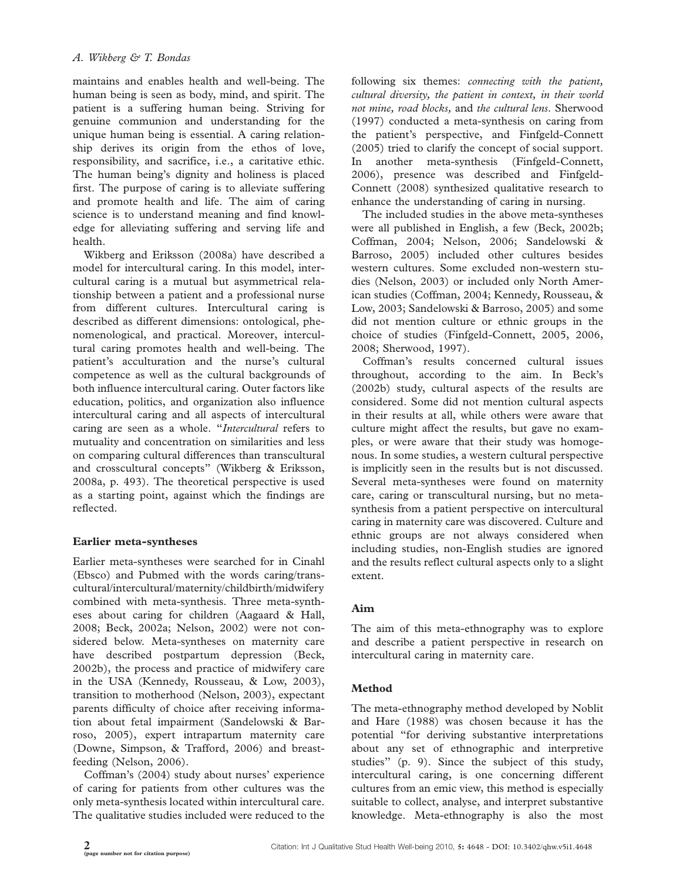maintains and enables health and well-being. The human being is seen as body, mind, and spirit. The patient is a suffering human being. Striving for genuine communion and understanding for the unique human being is essential. A caring relationship derives its origin from the ethos of love, responsibility, and sacrifice, i.e., a caritative ethic. The human being's dignity and holiness is placed first. The purpose of caring is to alleviate suffering and promote health and life. The aim of caring science is to understand meaning and find knowledge for alleviating suffering and serving life and health.

Wikberg and Eriksson (2008a) have described a model for intercultural caring. In this model, intercultural caring is a mutual but asymmetrical relationship between a patient and a professional nurse from different cultures. Intercultural caring is described as different dimensions: ontological, phenomenological, and practical. Moreover, intercultural caring promotes health and well-being. The patient's acculturation and the nurse's cultural competence as well as the cultural backgrounds of both influence intercultural caring. Outer factors like education, politics, and organization also influence intercultural caring and all aspects of intercultural caring are seen as a whole. "*Intercultural* refers to mutuality and concentration on similarities and less on comparing cultural differences than transcultural and crosscultural concepts" (Wikberg & Eriksson, 2008a, p. 493). The theoretical perspective is used as a starting point, against which the findings are reflected.

## Earlier meta-syntheses

Earlier meta-syntheses were searched for in Cinahl (Ebsco) and Pubmed with the words caring/transcultural/intercultural/maternity/childbirth/midwifery combined with meta-synthesis. Three meta-syntheses about caring for children (Aagaard & Hall, 2008; Beck, 2002a; Nelson, 2002) were not considered below. Meta-syntheses on maternity care have described postpartum depression (Beck, 2002b), the process and practice of midwifery care in the USA (Kennedy, Rousseau, & Low, 2003), transition to motherhood (Nelson, 2003), expectant parents difficulty of choice after receiving information about fetal impairment (Sandelowski & Barroso, 2005), expert intrapartum maternity care (Downe, Simpson, & Trafford, 2006) and breastfeeding (Nelson, 2006).

Coffman's (2004) study about nurses' experience of caring for patients from other cultures was the only meta-synthesis located within intercultural care. The qualitative studies included were reduced to the following six themes: *connecting with the patient, cultural diversity, the patient in context, in their world not mine, road blocks,* and *the cultural lens*. Sherwood (1997) conducted a meta-synthesis on caring from the patient's perspective, and Finfgeld-Connett (2005) tried to clarify the concept of social support. In another meta-synthesis (Finfgeld-Connett, 2006), presence was described and Finfgeld-Connett (2008) synthesized qualitative research to enhance the understanding of caring in nursing.

The included studies in the above meta-syntheses were all published in English, a few (Beck, 2002b; Coffman, 2004; Nelson, 2006; Sandelowski & Barroso, 2005) included other cultures besides western cultures. Some excluded non-western studies (Nelson, 2003) or included only North American studies (Coffman, 2004; Kennedy, Rousseau, & Low, 2003; Sandelowski & Barroso, 2005) and some did not mention culture or ethnic groups in the choice of studies (Finfgeld-Connett, 2005, 2006, 2008; Sherwood, 1997).

Coffman's results concerned cultural issues throughout, according to the aim. In Beck's (2002b) study, cultural aspects of the results are considered. Some did not mention cultural aspects in their results at all, while others were aware that culture might affect the results, but gave no examples, or were aware that their study was homogenous. In some studies, a western cultural perspective is implicitly seen in the results but is not discussed. Several meta-syntheses were found on maternity care, caring or transcultural nursing, but no meta-synthesis from a patient perspective on intercultural caring in maternity care was discovered. Culture and ethnic groups are not always considered when including studies, non-English studies are ignored and the results reflect cultural aspects only to a slight extent.

## Aim

The aim of this meta-ethnography was to explore and describe a patient perspective in research on intercultural caring in maternity care.

## Method

The meta-ethnography method developed by Noblit and Hare (1988) was chosen because it has the potential "for deriving substantive interpretations about any set of ethnographic and interpretive studies" (p. 9). Since the subject of this study, intercultural caring, is one concerning different cultures from an emic view, this method is especially suitable to collect, analyse, and interpret substantive knowledge. Meta-ethnography is also the most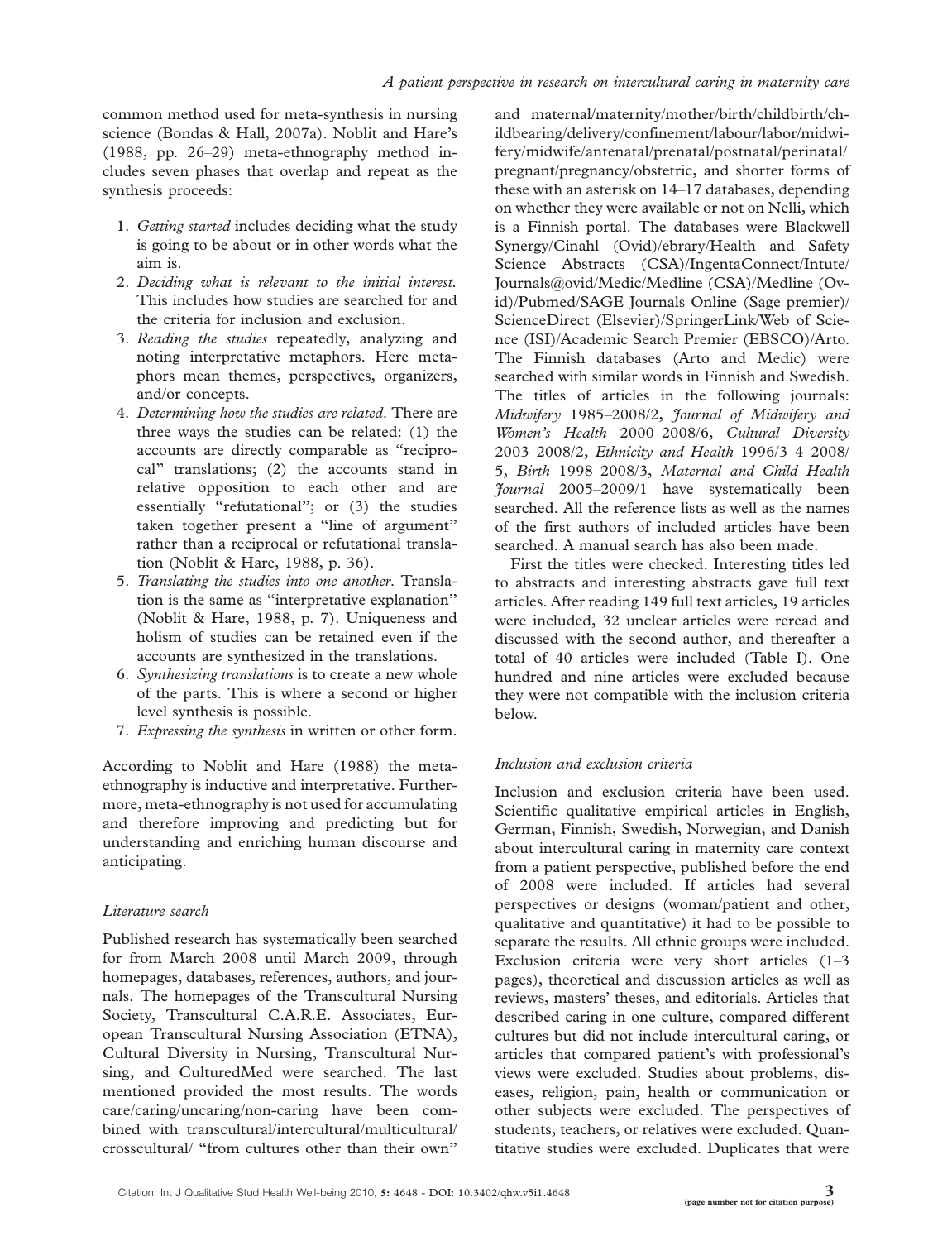common method used for meta-synthesis in nursing science (Bondas & Hall, 2007a). Noblit and Hare's (1988, pp. 26–29) meta-ethnography method includes seven phases that overlap and repeat as the synthesis proceeds:

1. *Getting started* includes deciding what the study is going to be about or in other words what the aim is.
2. *Deciding what is relevant to the initial interest.* This includes how studies are searched for and the criteria for inclusion and exclusion.
3. *Reading the studies* repeatedly, analyzing and noting interpretative metaphors. Here metaphors mean themes, perspectives, organizers, and/or concepts.
4. *Determining how the studies are related.* There are three ways the studies can be related: (1) the accounts are directly comparable as "reciprocal" translations; (2) the accounts stand in relative opposition to each other and are essentially "refutational"; or (3) the studies taken together present a "line of argument" rather than a reciprocal or refutational translation (Noblit & Hare, 1988, p. 36).
5. *Translating the studies into one another.* Translation is the same as "interpretative explanation" (Noblit & Hare, 1988, p. 7). Uniqueness and holism of studies can be retained even if the accounts are synthesized in the translations.
6. *Synthesizing translations* is to create a new whole of the parts. This is where a second or higher level synthesis is possible.
7. *Expressing the synthesis* in written or other form.

According to Noblit and Hare (1988) the meta-ethnography is inductive and interpretative. Furthermore, meta-ethnography is not used for accumulating and therefore improving and predicting but for understanding and enriching human discourse and anticipating.

### *Literature search*

Published research has systematically been searched for from March 2008 until March 2009, through homepages, databases, references, authors, and journals. The homepages of the Transcultural Nursing Society, Transcultural C.A.R.E. Associates, European Transcultural Nursing Association (ETNA), Cultural Diversity in Nursing, Transcultural Nursing, and CulturedMed were searched. The last mentioned provided the most results. The words care/caring/uncaring/non-caring have been combined with transcultural/intercultural/multicultural/crosscultural/ "from cultures other than their own" and maternal/maternity/mother/birth/childbirth/childbearing/delivery/confinement/labour/labor/midwifery/midwife/antenatal/prenatal/postnatal/perinatal/pregnant/pregnancy/obstetric, and shorter forms of these with an asterisk on 14–17 databases, depending on whether they were available or not on Nelli, which is a Finnish portal. The databases were Blackwell Synergy/Cinahl (Ovid)/ebrary/Health and Safety Science Abstracts (CSA)/IngentaConnect/Intute/Journals@ovid/Medic/Medline (CSA)/Medline (Ovid)/Pubmed/SAGE Journals Online (Sage premier)/ScienceDirect (Elsevier)/SpringerLink/Web of Science (ISI)/Academic Search Premier (EBSCO)/Arto. The Finnish databases (Arto and Medic) were searched with similar words in Finnish and Swedish. The titles of articles in the following journals: *Midwifery* 1985–2008/2, *Journal of Midwifery and Women's Health* 2000–2008/6, *Cultural Diversity* 2003–2008/2, *Ethnicity and Health* 1996/3–4–2008/5, *Birth* 1998–2008/3, *Maternal and Child Health Journal* 2005–2009/1 have systematically been searched. All the reference lists as well as the names of the first authors of included articles have been searched. A manual search has also been made.

First the titles were checked. Interesting titles led to abstracts and interesting abstracts gave full text articles. After reading 149 full text articles, 19 articles were included, 32 unclear articles were reread and discussed with the second author, and thereafter a total of 40 articles were included (Table I). One hundred and nine articles were excluded because they were not compatible with the inclusion criteria below.

### *Inclusion and exclusion criteria*

Inclusion and exclusion criteria have been used. Scientific qualitative empirical articles in English, German, Finnish, Swedish, Norwegian, and Danish about intercultural caring in maternity care context from a patient perspective, published before the end of 2008 were included. If articles had several perspectives or designs (woman/patient and other, qualitative and quantitative) it had to be possible to separate the results. All ethnic groups were included. Exclusion criteria were very short articles (1–3 pages), theoretical and discussion articles as well as reviews, masters' theses, and editorials. Articles that described caring in one culture, compared different cultures but did not include intercultural caring, or articles that compared patient's with professional's views were excluded. Studies about problems, diseases, religion, pain, health or communication or other subjects were excluded. The perspectives of students, teachers, or relatives were excluded. Quantitative studies were excluded. Duplicates that were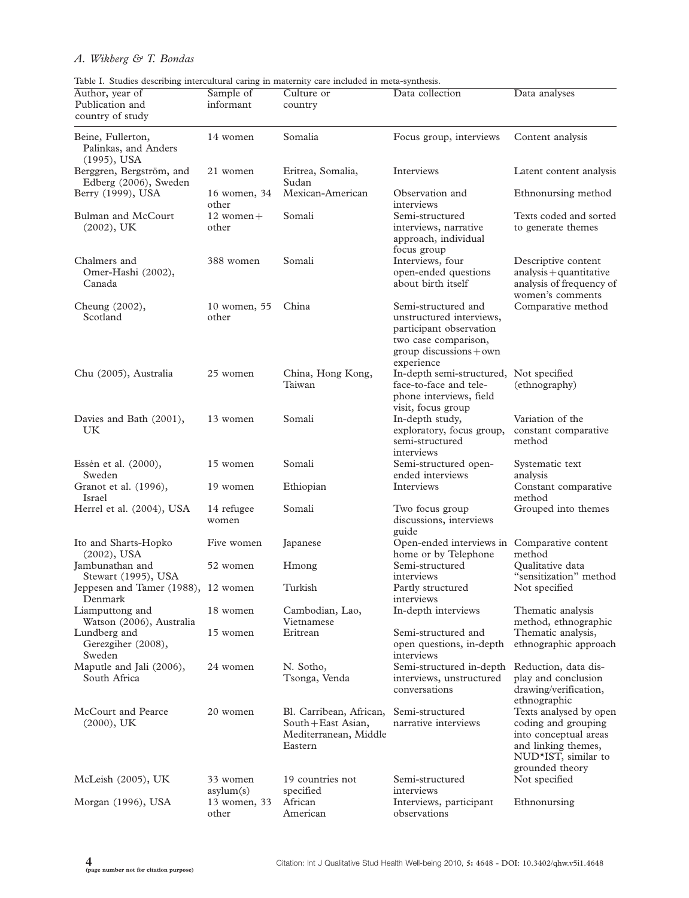Table I. Studies describing intercultural caring in maternity care included in meta-synthesis.

| Author, year of Publication and country of study | Sample of informant | Culture or country | Data collection | Data analyses |
|---|---|---|---|---|
| Beine, Fullerton, Palinkas, and Anders (1995), USA | 14 women | Somalia | Focus group, interviews | Content analysis |
| Berggren, Bergström, and Edberg (2006), Sweden | 21 women | Eritrea, Somalia, Sudan | Interviews | Latent content analysis |
| Berry (1999), USA | 16 women, 34 other | Mexican-American | Observation and interviews | Ethnonursing method |
| Bulman and McCourt (2002), UK | 12 women + other | Somali | Semi-structured interviews, narrative approach, individual focus group | Texts coded and sorted to generate themes |
| Chalmers and Omer-Hashi (2002), Canada | 388 women | Somali | Interviews, four open-ended questions about birth itself | Descriptive content analysis + quantitative analysis of frequency of women's comments |
| Cheung (2002), Scotland | 10 women, 55 other | China | Semi-structured and unstructured interviews, participant observation two case comparison, group discussions + own experience | Comparative method |
| Chu (2005), Australia | 25 women | China, Hong Kong, Taiwan | In-depth semi-structured, face-to-face and telephone interviews, field visit, focus group | Not specified (ethnography) |
| Davies and Bath (2001), UK | 13 women | Somali | In-depth study, exploratory, focus group, semi-structured interviews | Variation of the constant comparative method |
| Essén et al. (2000), Sweden | 15 women | Somali | Semi-structured open-ended interviews | Systematic text analysis |
| Granot et al. (1996), Israel | 19 women | Ethiopian | Interviews | Constant comparative method |
| Herrel et al. (2004), USA | 14 refugee women | Somali | Two focus group discussions, interviews guide | Grouped into themes |
| Ito and Sharts-Hopko (2002), USA | Five women | Japanese | Open-ended interviews in home or by Telephone | Comparative content method |
| Jambunathan and Stewart (1995), USA | 52 women | Hmong | Semi-structured interviews | Qualitative data "sensitization" method |
| Jeppesen and Tamer (1988), Denmark | 12 women | Turkish | Partly structured interviews | Not specified |
| Liamputtong and Watson (2006), Australia | 18 women | Cambodian, Lao, Vietnamese | In-depth interviews | Thematic analysis method, ethnographic |
| Lundberg and Gerezgiher (2008), Sweden | 15 women | Eritrean | Semi-structured and open questions, in-depth interviews | Thematic analysis, ethnographic approach |
| Maputle and Jali (2006), South Africa | 24 women | N. Sotho, Tsonga, Venda | Semi-structured in-depth interviews, unstructured conversations | Reduction, data display and conclusion drawing/verification, ethnographic |
| McCourt and Pearce (2000), UK | 20 women | Bl. Carribean, African, South + East Asian, Mediterranean, Middle Eastern | Semi-structured narrative interviews | Texts analysed by open coding and grouping into conceptual areas and linking themes, NUD*IST, similar to grounded theory |
| McLeish (2005), UK | 33 women asylum(s) | 19 countries not specified | Semi-structured interviews | Not specified |
| Morgan (1996), USA | 13 women, 33 other | African American | Interviews, participant observations | Ethnonursing |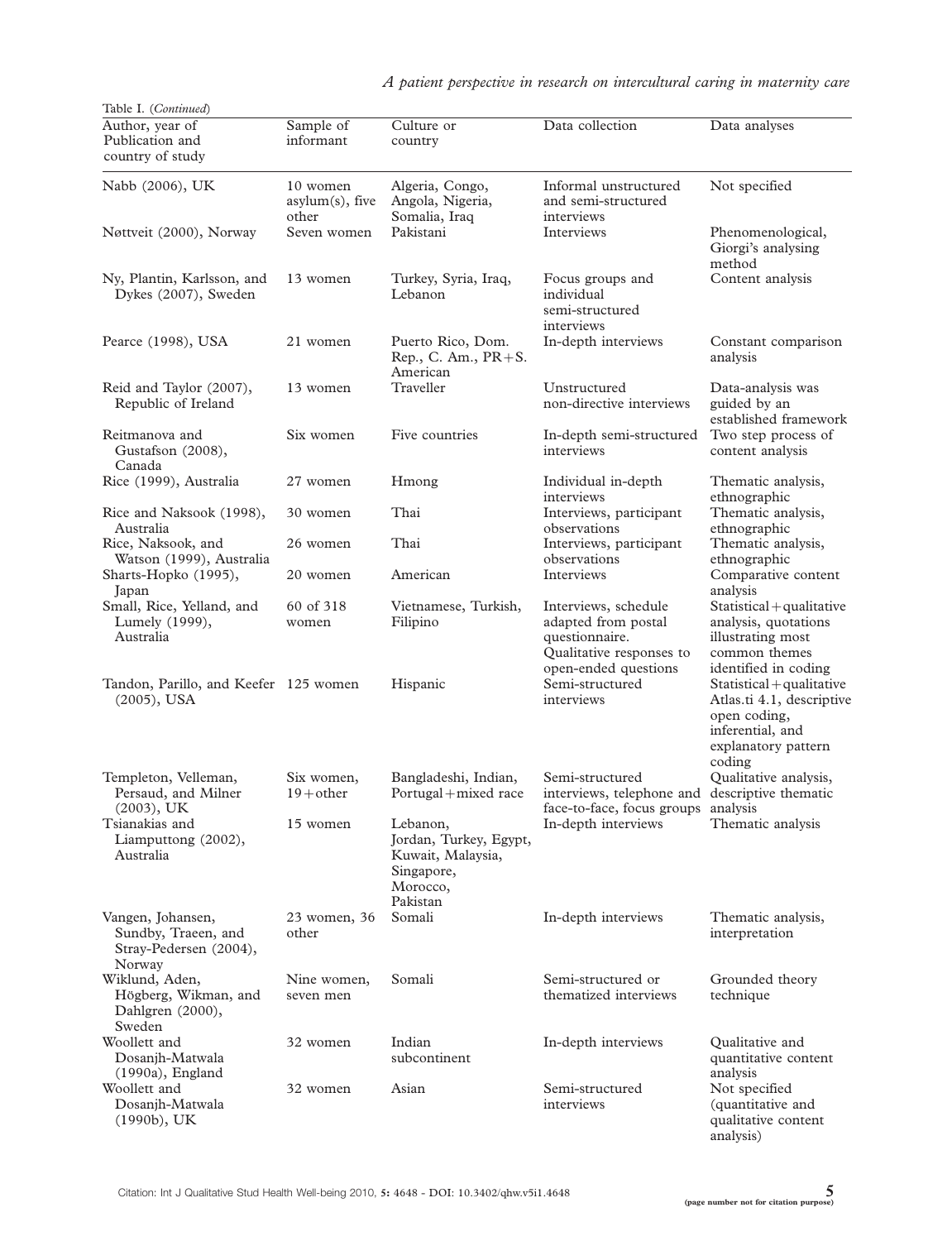Table I. (*Continued*)

| Author, year of Publication and country of study | Sample of informant | Culture or country | Data collection | Data analyses |
|---|---|---|---|---|
| Nabb (2006), UK | 10 women asylum(s), five other | Algeria, Congo, Angola, Nigeria, Somalia, Iraq | Informal unstructured and semi-structured interviews | Not specified |
| Nøttveit (2000), Norway | Seven women | Pakistani | Interviews | Phenomenological, Giorgi's analysing method |
| Ny, Plantin, Karlsson, and Dykes (2007), Sweden | 13 women | Turkey, Syria, Iraq, Lebanon | Focus groups and individual semi-structured interviews | Content analysis |
| Pearce (1998), USA | 21 women | Puerto Rico, Dom. Rep., C. Am., PR+S. American | In-depth interviews | Constant comparison analysis |
| Reid and Taylor (2007), Republic of Ireland | 13 women | Traveller | Unstructured non-directive interviews | Data-analysis was guided by an established framework |
| Reitmanova and Gustafson (2008), Canada | Six women | Five countries | In-depth semi-structured interviews | Two step process of content analysis |
| Rice (1999), Australia | 27 women | Hmong | Individual in-depth interviews | Thematic analysis, ethnographic |
| Rice and Naksook (1998), Australia | 30 women | Thai | Interviews, participant observations | Thematic analysis, ethnographic |
| Rice, Naksook, and Watson (1999), Australia | 26 women | Thai | Interviews, participant observations | Thematic analysis, ethnographic |
| Sharts-Hopko (1995), Japan | 20 women | American | Interviews | Comparative content analysis |
| Small, Rice, Yelland, and Lumely (1999), Australia | 60 of 318 women | Vietnamese, Turkish, Filipino | Interviews, schedule adapted from postal questionnaire. Qualitative responses to open-ended questions | Statistical + qualitative analysis, quotations illustrating most common themes identified in coding |
| Tandon, Parillo, and Keefer (2005), USA | 125 women | Hispanic | Semi-structured interviews | Statistical + qualitative Atlas.ti 4.1, descriptive open coding, inferential, and explanatory pattern coding |
| Templeton, Velleman, Persaud, and Milner (2003), UK | Six women, 19 + other | Bangladeshi, Indian, Portugal + mixed race | Semi-structured interviews, telephone and face-to-face, focus groups | Qualitative analysis, descriptive thematic analysis |
| Tsianakias and Liamputtong (2002), Australia | 15 women | Lebanon, Jordan, Turkey, Egypt, Kuwait, Malaysia, Singapore, Morocco, Pakistan | In-depth interviews | Thematic analysis |
| Vangen, Johansen, Sundby, Traeen, and Stray-Pedersen (2004), Norway | 23 women, 36 other | Somali | In-depth interviews | Thematic analysis, interpretation |
| Wiklund, Aden, Högberg, Wikman, and Dahlgren (2000), Sweden | Nine women, seven men | Somali | Semi-structured or thematized interviews | Grounded theory technique |
| Woollett and Dosanjh-Matwala (1990a), England | 32 women | Indian subcontinent | In-depth interviews | Qualitative and quantitative content analysis |
| Woollett and Dosanjh-Matwala (1990b), UK | 32 women | Asian | Semi-structured interviews | Not specified (quantitative and qualitative content analysis) |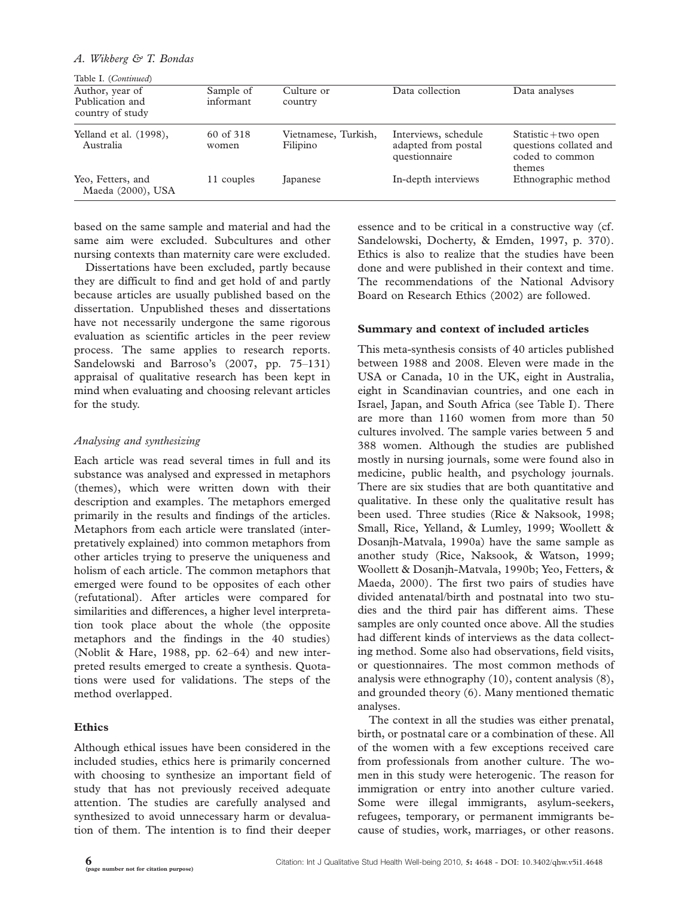Table I. (*Continued*)

| Author, year of Publication and country of study | Sample of informant | Culture or country | Data collection | Data analyses |
|---|---|---|---|---|
| Yelland et al. (1998), Australia | 60 of 318 women | Vietnamese, Turkish, Filipino | Interviews, schedule adapted from postal questionnaire | Statistic + two open questions collated and coded to common themes |
| Yeo, Fetters, and Maeda (2000), USA | 11 couples | Japanese | In-depth interviews | Ethnographic method |

based on the same sample and material and had the same aim were excluded. Subcultures and other nursing contexts than maternity care were excluded.

Dissertations have been excluded, partly because they are difficult to find and get hold of and partly because articles are usually published based on the dissertation. Unpublished theses and dissertations have not necessarily undergone the same rigorous evaluation as scientific articles in the peer review process. The same applies to research reports. Sandelowski and Barroso's (2007, pp. 75–131) appraisal of qualitative research has been kept in mind when evaluating and choosing relevant articles for the study.

### *Analysing and synthesizing*

Each article was read several times in full and its substance was analysed and expressed in metaphors (themes), which were written down with their description and examples. The metaphors emerged primarily in the results and findings of the articles. Metaphors from each article were translated (interpretatively explained) into common metaphors from other articles trying to preserve the uniqueness and holism of each article. The common metaphors that emerged were found to be opposites of each other (refutational). After articles were compared for similarities and differences, a higher level interpretation took place about the whole (the opposite metaphors and the findings in the 40 studies) (Noblit & Hare, 1988, pp. 62–64) and new interpreted results emerged to create a synthesis. Quotations were used for validations. The steps of the method overlapped.

## Ethics

Although ethical issues have been considered in the included studies, ethics here is primarily concerned with choosing to synthesize an important field of study that has not previously received adequate attention. The studies are carefully analysed and synthesized to avoid unnecessary harm or devaluation of them. The intention is to find their deeper essence and to be critical in a constructive way (cf. Sandelowski, Docherty, & Emden, 1997, p. 370). Ethics is also to realize that the studies have been done and were published in their context and time. The recommendations of the National Advisory Board on Research Ethics (2002) are followed.

## Summary and context of included articles

This meta-synthesis consists of 40 articles published between 1988 and 2008. Eleven were made in the USA or Canada, 10 in the UK, eight in Australia, eight in Scandinavian countries, and one each in Israel, Japan, and South Africa (see Table I). There are more than 1160 women from more than 50 cultures involved. The sample varies between 5 and 388 women. Although the studies are published mostly in nursing journals, some were found also in medicine, public health, and psychology journals. There are six studies that are both quantitative and qualitative. In these only the qualitative result has been used. Three studies (Rice & Naksook, 1998; Small, Rice, Yelland, & Lumley, 1999; Woollett & Dosanjh-Matvala, 1990a) have the same sample as another study (Rice, Naksook, & Watson, 1999; Woollett & Dosanjh-Matvala, 1990b; Yeo, Fetters, & Maeda, 2000). The first two pairs of studies have divided antenatal/birth and postnatal into two studies and the third pair has different aims. These samples are only counted once above. All the studies had different kinds of interviews as the data collecting method. Some also had observations, field visits, or questionnaires. The most common methods of analysis were ethnography (10), content analysis (8), and grounded theory (6). Many mentioned thematic analyses.

The context in all the studies was either prenatal, birth, or postnatal care or a combination of these. All of the women with a few exceptions received care from professionals from another culture. The women in this study were heterogenic. The reason for immigration or entry into another culture varied. Some were illegal immigrants, asylum-seekers, refugees, temporary, or permanent immigrants because of studies, work, marriages, or other reasons.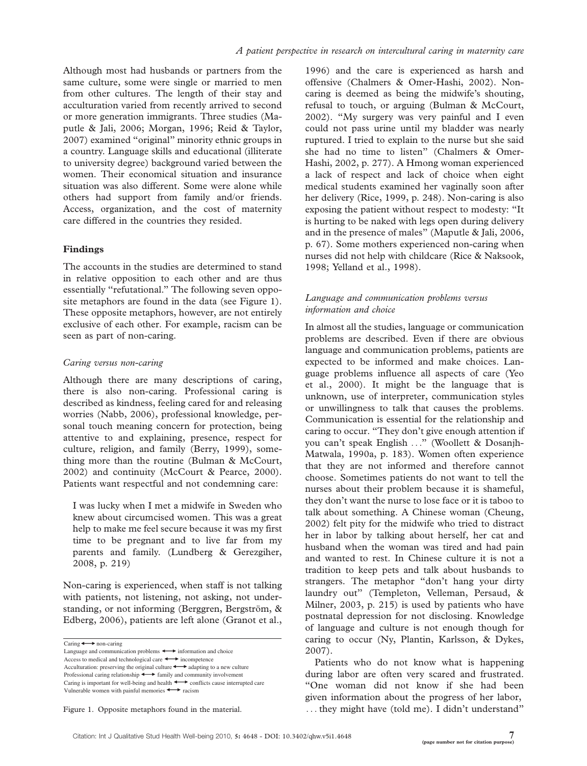Although most had husbands or partners from the same culture, some were single or married to men from other cultures. The length of their stay and acculturation varied from recently arrived to second or more generation immigrants. Three studies (Maputle & Jali, 2006; Morgan, 1996; Reid & Taylor, 2007) examined "original" minority ethnic groups in a country. Language skills and educational (illiterate to university degree) background varied between the women. Their economical situation and insurance situation was also different. Some were alone while others had support from family and/or friends. Access, organization, and the cost of maternity care differed in the countries they resided.

## Findings

The accounts in the studies are determined to stand in relative opposition to each other and are thus essentially "refutational." The following seven opposite metaphors are found in the data (see Figure 1). These opposite metaphors, however, are not entirely exclusive of each other. For example, racism can be seen as part of non-caring.

### *Caring versus non-caring*

Although there are many descriptions of caring, there is also non-caring. Professional caring is described as kindness, feeling cared for and releasing worries (Nabb, 2006), professional knowledge, personal touch meaning concern for protection, being attentive to and explaining, presence, respect for culture, religion, and family (Berry, 1999), something more than the routine (Bulman & McCourt, 2002) and continuity (McCourt & Pearce, 2000). Patients want respectful and not condemning care:

> I was lucky when I met a midwife in Sweden who knew about circumcised women. This was a great help to make me feel secure because it was my first time to be pregnant and to live far from my parents and family. (Lundberg & Gerezgiher, 2008, p. 219)

Non-caring is experienced, when staff is not talking with patients, not listening, not asking, not understanding, or not informing (Berggren, Bergström, & Edberg, 2006), patients are left alone (Granot et al., 1996) and the care is experienced as harsh and offensive (Chalmers & Omer-Hashi, 2002). Non-caring is deemed as being the midwife's shouting, refusal to touch, or arguing (Bulman & McCourt, 2002). "My surgery was very painful and I even could not pass urine until my bladder was nearly ruptured. I tried to explain to the nurse but she said she had no time to listen" (Chalmers & Omer-Hashi, 2002, p. 277). A Hmong woman experienced a lack of respect and lack of choice when eight medical students examined her vaginally soon after her delivery (Rice, 1999, p. 248). Non-caring is also exposing the patient without respect to modesty: "It is hurting to be naked with legs open during delivery and in the presence of males" (Maputle & Jali, 2006, p. 67). Some mothers experienced non-caring when nurses did not help with childcare (Rice & Naksook, 1998; Yelland et al., 1998).

Caring ⟷ non-caring
Language and communication problems ⟷ information and choice
Access to medical and technological care ⟷ incompetence
Acculturation: preserving the original culture ⟷ adapting to a new culture
Professional caring relationship ⟷ family and community involvement
Caring is important for well-being and health ⟷ conflicts cause interrupted care
Vulnerable women with painful memories ⟷ racism

Figure 1. Opposite metaphors found in the material.

### *Language and communication problems versus information and choice*

In almost all the studies, language or communication problems are described. Even if there are obvious language and communication problems, patients are expected to be informed and make choices. Language problems influence all aspects of care (Yeo et al., 2000). It might be the language that is unknown, use of interpreter, communication styles or unwillingness to talk that causes the problems. Communication is essential for the relationship and caring to occur. "They don't give enough attention if you can't speak English ..." (Woollett & Dosanjh-Matwala, 1990a, p. 183). Women often experience that they are not informed and therefore cannot choose. Sometimes patients do not want to tell the nurses about their problem because it is shameful, they don't want the nurse to lose face or it is taboo to talk about something. A Chinese woman (Cheung, 2002) felt pity for the midwife who tried to distract her in labor by talking about herself, her cat and husband when the woman was tired and had pain and wanted to rest. In Chinese culture it is not a tradition to keep pets and talk about husbands to strangers. The metaphor "don't hang your dirty laundry out" (Templeton, Velleman, Persaud, & Milner, 2003, p. 215) is used by patients who have postnatal depression for not disclosing. Knowledge of language and culture is not enough though for caring to occur (Ny, Plantin, Karlsson, & Dykes, 2007).

Patients who do not know what is happening during labor are often very scared and frustrated. "One woman did not know if she had been given information about the progress of her labor, ... they might have (told me). I didn't understand"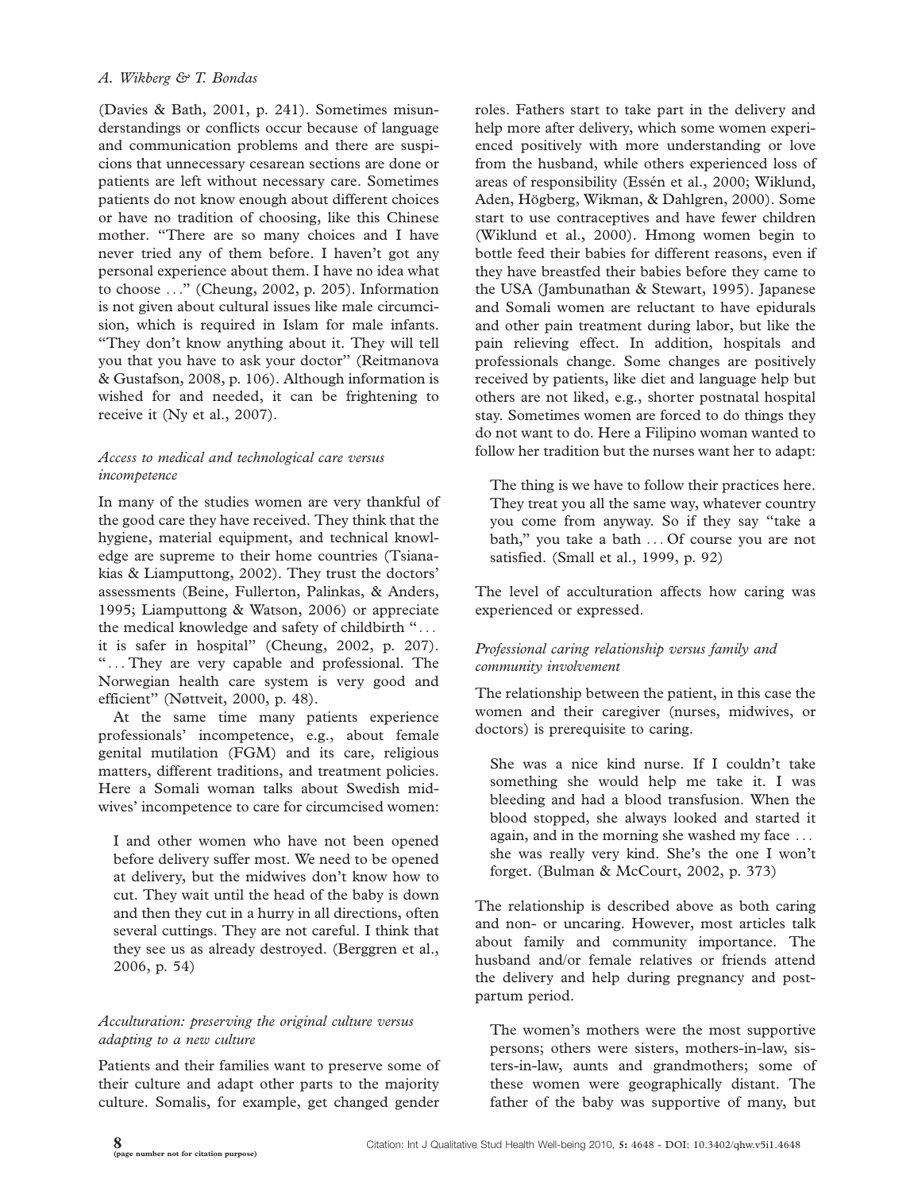(Davies & Bath, 2001, p. 241). Sometimes misunderstandings or conflicts occur because of language and communication problems and there are suspicions that unnecessary cesarean sections are done or patients are left without necessary care. Sometimes patients do not know enough about different choices or have no tradition of choosing, like this Chinese mother. "There are so many choices and I have never tried any of them before. I haven't got any personal experience about them. I have no idea what to choose . . ." (Cheung, 2002, p. 205). Information is not given about cultural issues like male circumcision, which is required in Islam for male infants. "They don't know anything about it. They will tell you that you have to ask your doctor" (Reitmanova & Gustafson, 2008, p. 106). Although information is wished for and needed, it can be frightening to receive it (Ny et al., 2007).

*Access to medical and technological care versus incompetence*

In many of the studies women are very thankful of the good care they have received. They think that the hygiene, material equipment, and technical knowledge are supreme to their home countries (Tsianakias & Liamputtong, 2002). They trust the doctors' assessments (Beine, Fullerton, Palinkas, & Anders, 1995; Liamputtong & Watson, 2006) or appreciate the medical knowledge and safety of childbirth ". . . it is safer in hospital" (Cheung, 2002, p. 207). ". . . They are very capable and professional. The Norwegian health care system is very good and efficient" (Nøttveit, 2000, p. 48).

At the same time many patients experience professionals' incompetence, e.g., about female genital mutilation (FGM) and its care, religious matters, different traditions, and treatment policies. Here a Somali woman talks about Swedish midwives' incompetence to care for circumcised women:

> I and other women who have not been opened before delivery suffer most. We need to be opened at delivery, but the midwives don't know how to cut. They wait until the head of the baby is down and then they cut in a hurry in all directions, often several cuttings. They are not careful. I think that they see us as already destroyed. (Berggren et al., 2006, p. 54)

*Acculturation: preserving the original culture versus adapting to a new culture*

Patients and their families want to preserve some of their culture and adapt other parts to the majority culture. Somalis, for example, get changed gender roles. Fathers start to take part in the delivery and help more after delivery, which some women experienced positively with more understanding or love from the husband, while others experienced loss of areas of responsibility (Essén et al., 2000; Wiklund, Aden, Högberg, Wikman, & Dahlgren, 2000). Some start to use contraceptives and have fewer children (Wiklund et al., 2000). Hmong women begin to bottle feed their babies for different reasons, even if they have breastfed their babies before they came to the USA (Jambunathan & Stewart, 1995). Japanese and Somali women are reluctant to have epidurals and other pain treatment during labor, but like the pain relieving effect. In addition, hospitals and professionals change. Some changes are positively received by patients, like diet and language help but others are not liked, e.g., shorter postnatal hospital stay. Sometimes women are forced to do things they do not want to do. Here a Filipino woman wanted to follow her tradition but the nurses want her to adapt:

> The thing is we have to follow their practices here. They treat you all the same way, whatever country you come from anyway. So if they say "take a bath," you take a bath . . . Of course you are not satisfied. (Small et al., 1999, p. 92)

The level of acculturation affects how caring was experienced or expressed.

*Professional caring relationship versus family and community involvement*

The relationship between the patient, in this case the women and their caregiver (nurses, midwives, or doctors) is prerequisite to caring.

> She was a nice kind nurse. If I couldn't take something she would help me take it. I was bleeding and had a blood transfusion. When the blood stopped, she always looked and started it again, and in the morning she washed my face . . . she was really very kind. She's the one I won't forget. (Bulman & McCourt, 2002, p. 373)

The relationship is described above as both caring and non- or uncaring. However, most articles talk about family and community importance. The husband and/or female relatives or friends attend the delivery and help during pregnancy and postpartum period.

> The women's mothers were the most supportive persons; others were sisters, mothers-in-law, sisters-in-law, aunts and grandmothers; some of these women were geographically distant. The father of the baby was supportive of many, but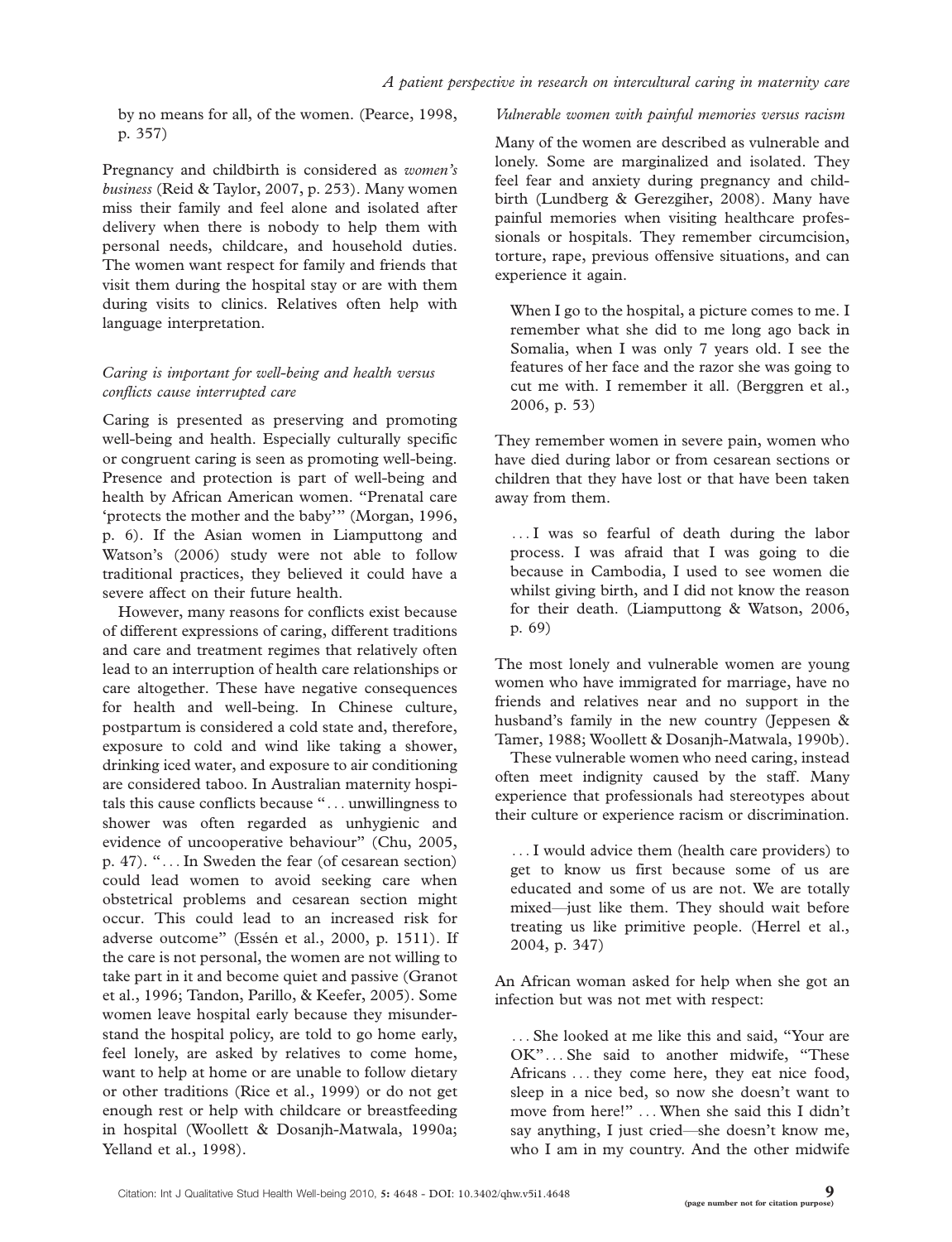by no means for all, of the women. (Pearce, 1998, p. 357)

Pregnancy and childbirth is considered as *women's business* (Reid & Taylor, 2007, p. 253). Many women miss their family and feel alone and isolated after delivery when there is nobody to help them with personal needs, childcare, and household duties. The women want respect for family and friends that visit them during the hospital stay or are with them during visits to clinics. Relatives often help with language interpretation.

### *Caring is important for well-being and health versus conflicts cause interrupted care*

Caring is presented as preserving and promoting well-being and health. Especially culturally specific or congruent caring is seen as promoting well-being. Presence and protection is part of well-being and health by African American women. "Prenatal care 'protects the mother and the baby'" (Morgan, 1996, p. 6). If the Asian women in Liamputtong and Watson's (2006) study were not able to follow traditional practices, they believed it could have a severe affect on their future health.

However, many reasons for conflicts exist because of different expressions of caring, different traditions and care and treatment regimes that relatively often lead to an interruption of health care relationships or care altogether. These have negative consequences for health and well-being. In Chinese culture, postpartum is considered a cold state and, therefore, exposure to cold and wind like taking a shower, drinking iced water, and exposure to air conditioning are considered taboo. In Australian maternity hospitals this cause conflicts because "… unwillingness to shower was often regarded as unhygienic and evidence of uncooperative behaviour" (Chu, 2005, p. 47). "… In Sweden the fear (of cesarean section) could lead women to avoid seeking care when obstetrical problems and cesarean section might occur. This could lead to an increased risk for adverse outcome" (Essén et al., 2000, p. 1511). If the care is not personal, the women are not willing to take part in it and become quiet and passive (Granot et al., 1996; Tandon, Parillo, & Keefer, 2005). Some women leave hospital early because they misunderstand the hospital policy, are told to go home early, feel lonely, are asked by relatives to come home, want to help at home or are unable to follow dietary or other traditions (Rice et al., 1999) or do not get enough rest or help with childcare or breastfeeding in hospital (Woollett & Dosanjh-Matwala, 1990a; Yelland et al., 1998).

### *Vulnerable women with painful memories versus racism*

Many of the women are described as vulnerable and lonely. Some are marginalized and isolated. They feel fear and anxiety during pregnancy and childbirth (Lundberg & Gerezgiher, 2008). Many have painful memories when visiting healthcare professionals or hospitals. They remember circumcision, torture, rape, previous offensive situations, and can experience it again.

> When I go to the hospital, a picture comes to me. I remember what she did to me long ago back in Somalia, when I was only 7 years old. I see the features of her face and the razor she was going to cut me with. I remember it all. (Berggren et al., 2006, p. 53)

They remember women in severe pain, women who have died during labor or from cesarean sections or children that they have lost or that have been taken away from them.

> … I was so fearful of death during the labor process. I was afraid that I was going to die because in Cambodia, I used to see women die whilst giving birth, and I did not know the reason for their death. (Liamputtong & Watson, 2006, p. 69)

The most lonely and vulnerable women are young women who have immigrated for marriage, have no friends and relatives near and no support in the husband's family in the new country (Jeppesen & Tamer, 1988; Woollett & Dosanjh-Matwala, 1990b).

These vulnerable women who need caring, instead often meet indignity caused by the staff. Many experience that professionals had stereotypes about their culture or experience racism or discrimination.

> … I would advice them (health care providers) to get to know us first because some of us are educated and some of us are not. We are totally mixed—just like them. They should wait before treating us like primitive people. (Herrel et al., 2004, p. 347)

An African woman asked for help when she got an infection but was not met with respect:

> … She looked at me like this and said, "Your are OK" … She said to another midwife, "These Africans … they come here, they eat nice food, sleep in a nice bed, so now she doesn't want to move from here!" … When she said this I didn't say anything, I just cried—she doesn't know me, who I am in my country. And the other midwife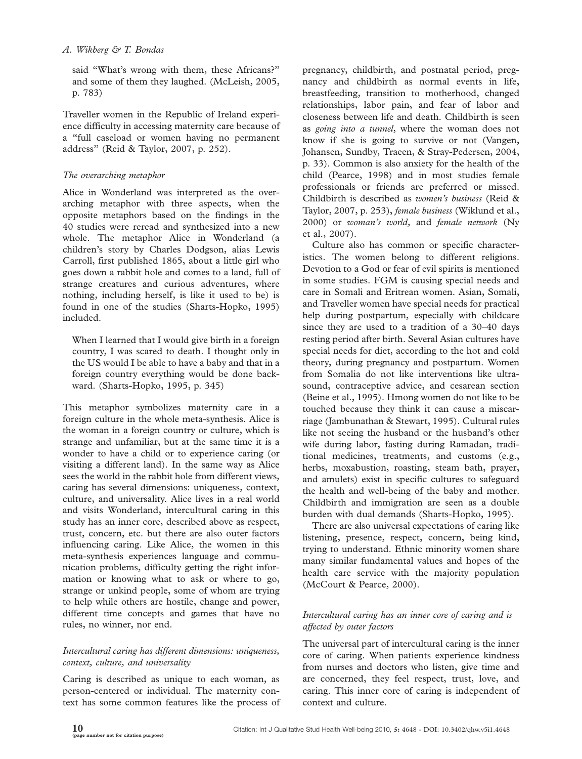said "What's wrong with them, these Africans?" and some of them they laughed. (McLeish, 2005, p. 783)

Traveller women in the Republic of Ireland experience difficulty in accessing maternity care because of a "full caseload or women having no permanent address" (Reid & Taylor, 2007, p. 252).

*The overarching metaphor*

Alice in Wonderland was interpreted as the overarching metaphor with three aspects, when the opposite metaphors based on the findings in the 40 studies were reread and synthesized into a new whole. The metaphor Alice in Wonderland (a children's story by Charles Dodgson, alias Lewis Carroll, first published 1865, about a little girl who goes down a rabbit hole and comes to a land, full of strange creatures and curious adventures, where nothing, including herself, is like it used to be) is found in one of the studies (Sharts-Hopko, 1995) included.

> When I learned that I would give birth in a foreign country, I was scared to death. I thought only in the US would I be able to have a baby and that in a foreign country everything would be done backward. (Sharts-Hopko, 1995, p. 345)

This metaphor symbolizes maternity care in a foreign culture in the whole meta-synthesis. Alice is the woman in a foreign country or culture, which is strange and unfamiliar, but at the same time it is a wonder to have a child or to experience caring (or visiting a different land). In the same way as Alice sees the world in the rabbit hole from different views, caring has several dimensions: uniqueness, context, culture, and universality. Alice lives in a real world and visits Wonderland, intercultural caring in this study has an inner core, described above as respect, trust, concern, etc. but there are also outer factors influencing caring. Like Alice, the women in this meta-synthesis experiences language and communication problems, difficulty getting the right information or knowing what to ask or where to go, strange or unkind people, some of whom are trying to help while others are hostile, change and power, different time concepts and games that have no rules, no winner, nor end.

*Intercultural caring has different dimensions: uniqueness, context, culture, and universality*

Caring is described as unique to each woman, as person-centered or individual. The maternity context has some common features like the process of pregnancy, childbirth, and postnatal period, pregnancy and childbirth as normal events in life, breastfeeding, transition to motherhood, changed relationships, labor pain, and fear of labor and closeness between life and death. Childbirth is seen as *going into a tunnel*, where the woman does not know if she is going to survive or not (Vangen, Johansen, Sundby, Traeen, & Stray-Pedersen, 2004, p. 33). Common is also anxiety for the health of the child (Pearce, 1998) and in most studies female professionals or friends are preferred or missed. Childbirth is described as *women's business* (Reid & Taylor, 2007, p. 253), *female business* (Wiklund et al., 2000) or *woman's world,* and *female network* (Ny et al., 2007).

Culture also has common or specific characteristics. The women belong to different religions. Devotion to a God or fear of evil spirits is mentioned in some studies. FGM is causing special needs and care in Somali and Eritrean women. Asian, Somali, and Traveller women have special needs for practical help during postpartum, especially with childcare since they are used to a tradition of a 30–40 days resting period after birth. Several Asian cultures have special needs for diet, according to the hot and cold theory, during pregnancy and postpartum. Women from Somalia do not like interventions like ultrasound, contraceptive advice, and cesarean section (Beine et al., 1995). Hmong women do not like to be touched because they think it can cause a miscarriage (Jambunathan & Stewart, 1995). Cultural rules like not seeing the husband or the husband's other wife during labor, fasting during Ramadan, traditional medicines, treatments, and customs (e.g., herbs, moxabustion, roasting, steam bath, prayer, and amulets) exist in specific cultures to safeguard the health and well-being of the baby and mother. Childbirth and immigration are seen as a double burden with dual demands (Sharts-Hopko, 1995).

There are also universal expectations of caring like listening, presence, respect, concern, being kind, trying to understand. Ethnic minority women share many similar fundamental values and hopes of the health care service with the majority population (McCourt & Pearce, 2000).

*Intercultural caring has an inner core of caring and is affected by outer factors*

The universal part of intercultural caring is the inner core of caring. When patients experience kindness from nurses and doctors who listen, give time and are concerned, they feel respect, trust, love, and caring. This inner core of caring is independent of context and culture.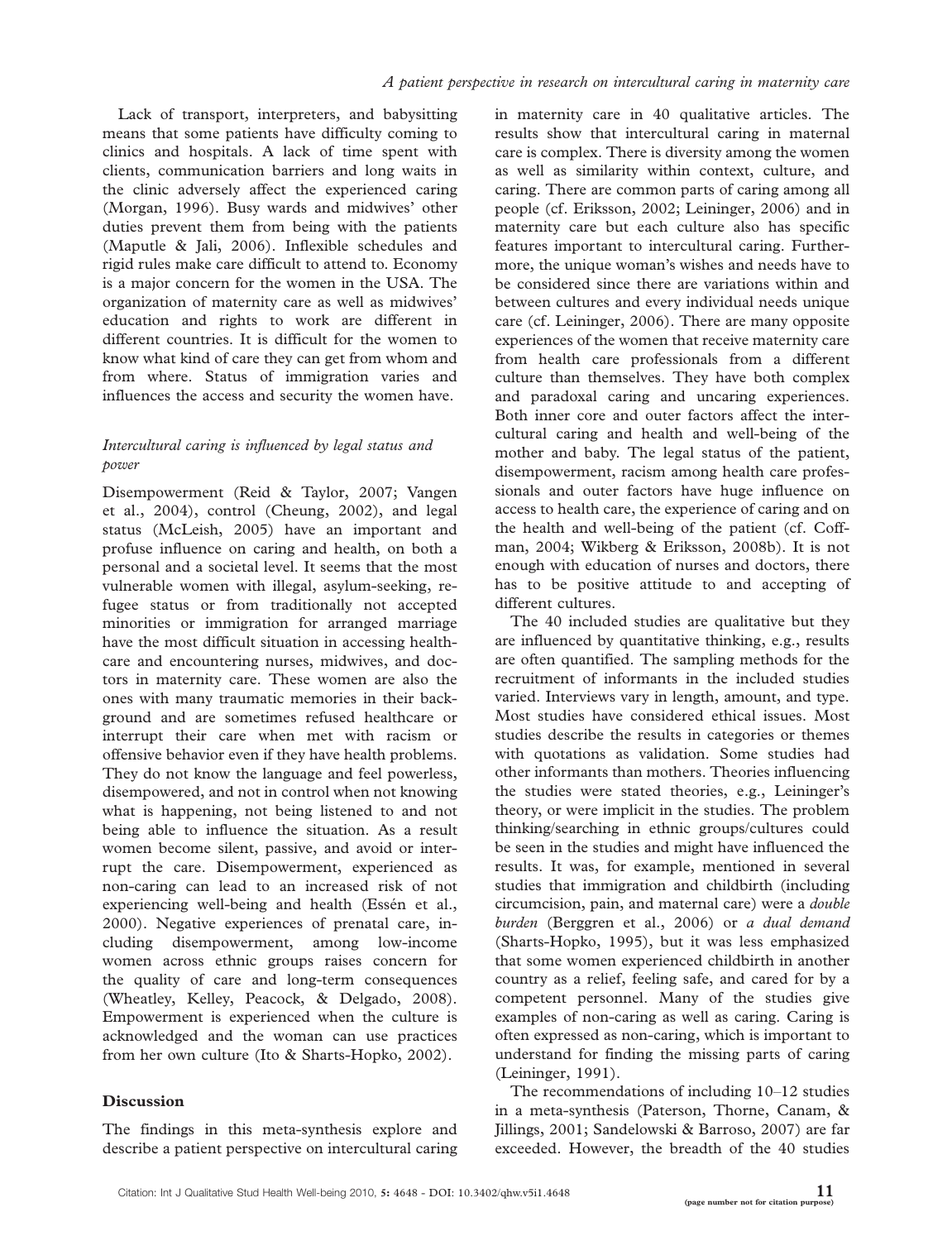Lack of transport, interpreters, and babysitting means that some patients have difficulty coming to clinics and hospitals. A lack of time spent with clients, communication barriers and long waits in the clinic adversely affect the experienced caring (Morgan, 1996). Busy wards and midwives' other duties prevent them from being with the patients (Maputle & Jali, 2006). Inflexible schedules and rigid rules make care difficult to attend to. Economy is a major concern for the women in the USA. The organization of maternity care as well as midwives' education and rights to work are different in different countries. It is difficult for the women to know what kind of care they can get from whom and from where. Status of immigration varies and influences the access and security the women have.

### *Intercultural caring is influenced by legal status and power*

Disempowerment (Reid & Taylor, 2007; Vangen et al., 2004), control (Cheung, 2002), and legal status (McLeish, 2005) have an important and profuse influence on caring and health, on both a personal and a societal level. It seems that the most vulnerable women with illegal, asylum-seeking, refugee status or from traditionally not accepted minorities or immigration for arranged marriage have the most difficult situation in accessing healthcare and encountering nurses, midwives, and doctors in maternity care. These women are also the ones with many traumatic memories in their background and are sometimes refused healthcare or interrupt their care when met with racism or offensive behavior even if they have health problems. They do not know the language and feel powerless, disempowered, and not in control when not knowing what is happening, not being listened to and not being able to influence the situation. As a result women become silent, passive, and avoid or interrupt the care. Disempowerment, experienced as non-caring can lead to an increased risk of not experiencing well-being and health (Essén et al., 2000). Negative experiences of prenatal care, including disempowerment, among low-income women across ethnic groups raises concern for the quality of care and long-term consequences (Wheatley, Kelley, Peacock, & Delgado, 2008). Empowerment is experienced when the culture is acknowledged and the woman can use practices from her own culture (Ito & Sharts-Hopko, 2002).

## Discussion

The findings in this meta-synthesis explore and describe a patient perspective on intercultural caring in maternity care in 40 qualitative articles. The results show that intercultural caring in maternal care is complex. There is diversity among the women as well as similarity within context, culture, and caring. There are common parts of caring among all people (cf. Eriksson, 2002; Leininger, 2006) and in maternity care but each culture also has specific features important to intercultural caring. Furthermore, the unique woman's wishes and needs have to be considered since there are variations within and between cultures and every individual needs unique care (cf. Leininger, 2006). There are many opposite experiences of the women that receive maternity care from health care professionals from a different culture than themselves. They have both complex and paradoxal caring and uncaring experiences. Both inner core and outer factors affect the intercultural caring and health and well-being of the mother and baby. The legal status of the patient, disempowerment, racism among health care professionals and outer factors have huge influence on access to health care, the experience of caring and on the health and well-being of the patient (cf. Coffman, 2004; Wikberg & Eriksson, 2008b). It is not enough with education of nurses and doctors, there has to be positive attitude to and accepting of different cultures.

The 40 included studies are qualitative but they are influenced by quantitative thinking, e.g., results are often quantified. The sampling methods for the recruitment of informants in the included studies varied. Interviews vary in length, amount, and type. Most studies have considered ethical issues. Most studies describe the results in categories or themes with quotations as validation. Some studies had other informants than mothers. Theories influencing the studies were stated theories, e.g., Leininger's theory, or were implicit in the studies. The problem thinking/searching in ethnic groups/cultures could be seen in the studies and might have influenced the results. It was, for example, mentioned in several studies that immigration and childbirth (including circumcision, pain, and maternal care) were a *double burden* (Berggren et al., 2006) or *a dual demand* (Sharts-Hopko, 1995), but it was less emphasized that some women experienced childbirth in another country as a relief, feeling safe, and cared for by a competent personnel. Many of the studies give examples of non-caring as well as caring. Caring is often expressed as non-caring, which is important to understand for finding the missing parts of caring (Leininger, 1991).

The recommendations of including 10–12 studies in a meta-synthesis (Paterson, Thorne, Canam, & Jillings, 2001; Sandelowski & Barroso, 2007) are far exceeded. However, the breadth of the 40 studies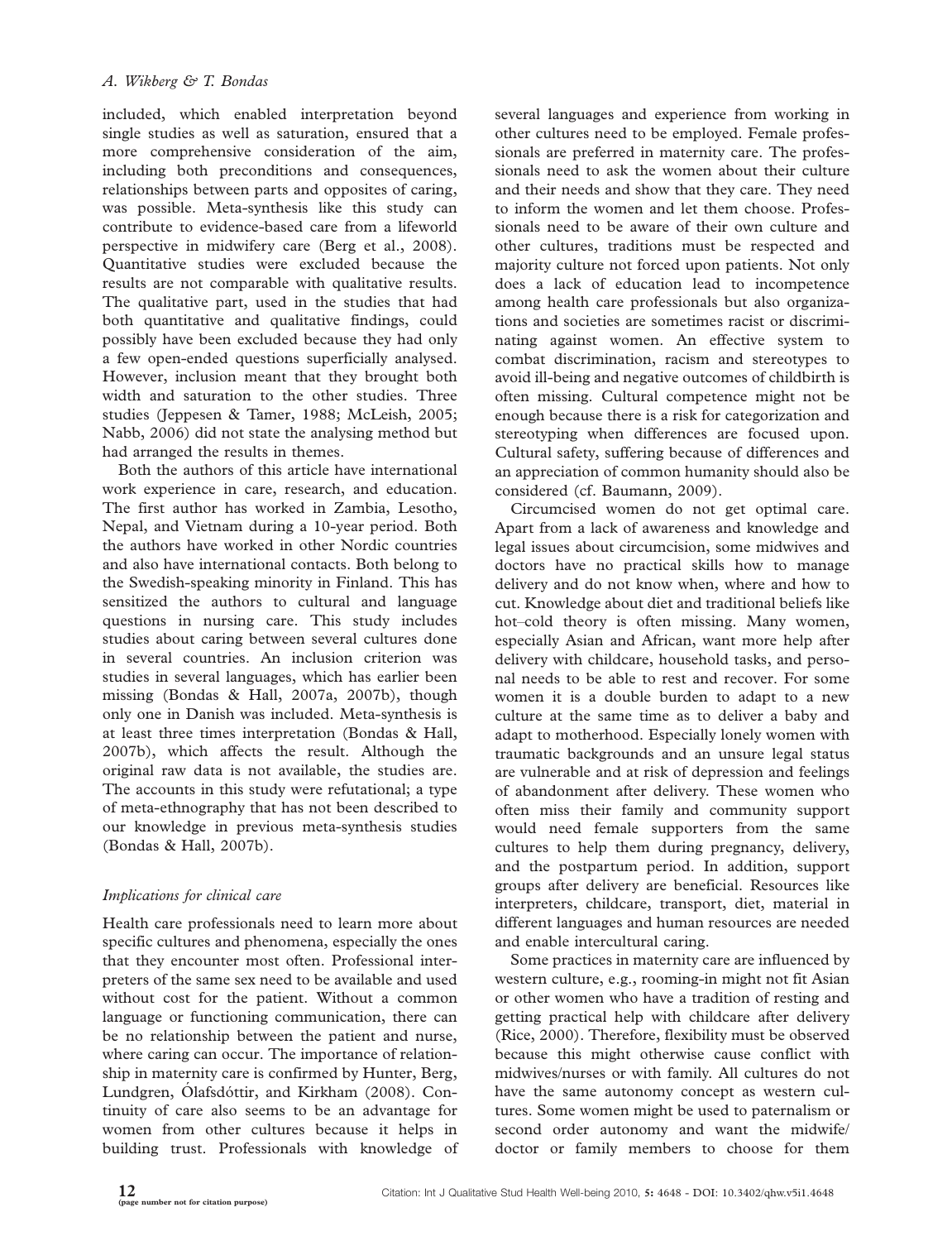included, which enabled interpretation beyond single studies as well as saturation, ensured that a more comprehensive consideration of the aim, including both preconditions and consequences, relationships between parts and opposites of caring, was possible. Meta-synthesis like this study can contribute to evidence-based care from a lifeworld perspective in midwifery care (Berg et al., 2008). Quantitative studies were excluded because the results are not comparable with qualitative results. The qualitative part, used in the studies that had both quantitative and qualitative findings, could possibly have been excluded because they had only a few open-ended questions superficially analysed. However, inclusion meant that they brought both width and saturation to the other studies. Three studies (Jeppesen & Tamer, 1988; McLeish, 2005; Nabb, 2006) did not state the analysing method but had arranged the results in themes.

Both the authors of this article have international work experience in care, research, and education. The first author has worked in Zambia, Lesotho, Nepal, and Vietnam during a 10-year period. Both the authors have worked in other Nordic countries and also have international contacts. Both belong to the Swedish-speaking minority in Finland. This has sensitized the authors to cultural and language questions in nursing care. This study includes studies about caring between several cultures done in several countries. An inclusion criterion was studies in several languages, which has earlier been missing (Bondas & Hall, 2007a, 2007b), though only one in Danish was included. Meta-synthesis is at least three times interpretation (Bondas & Hall, 2007b), which affects the result. Although the original raw data is not available, the studies are. The accounts in this study were refutational; a type of meta-ethnography that has not been described to our knowledge in previous meta-synthesis studies (Bondas & Hall, 2007b).

### *Implications for clinical care*

Health care professionals need to learn more about specific cultures and phenomena, especially the ones that they encounter most often. Professional interpreters of the same sex need to be available and used without cost for the patient. Without a common language or functioning communication, there can be no relationship between the patient and nurse, where caring can occur. The importance of relationship in maternity care is confirmed by Hunter, Berg, Lundgren, Ólafsdóttir, and Kirkham (2008). Continuity of care also seems to be an advantage for women from other cultures because it helps in building trust. Professionals with knowledge of several languages and experience from working in other cultures need to be employed. Female professionals are preferred in maternity care. The professionals need to ask the women about their culture and their needs and show that they care. They need to inform the women and let them choose. Professionals need to be aware of their own culture and other cultures, traditions must be respected and majority culture not forced upon patients. Not only does a lack of education lead to incompetence among health care professionals but also organizations and societies are sometimes racist or discriminating against women. An effective system to combat discrimination, racism and stereotypes to avoid ill-being and negative outcomes of childbirth is often missing. Cultural competence might not be enough because there is a risk for categorization and stereotyping when differences are focused upon. Cultural safety, suffering because of differences and an appreciation of common humanity should also be considered (cf. Baumann, 2009).

Circumcised women do not get optimal care. Apart from a lack of awareness and knowledge and legal issues about circumcision, some midwives and doctors have no practical skills how to manage delivery and do not know when, where and how to cut. Knowledge about diet and traditional beliefs like hot–cold theory is often missing. Many women, especially Asian and African, want more help after delivery with childcare, household tasks, and personal needs to be able to rest and recover. For some women it is a double burden to adapt to a new culture at the same time as to deliver a baby and adapt to motherhood. Especially lonely women with traumatic backgrounds and an unsure legal status are vulnerable and at risk of depression and feelings of abandonment after delivery. These women who often miss their family and community support would need female supporters from the same cultures to help them during pregnancy, delivery, and the postpartum period. In addition, support groups after delivery are beneficial. Resources like interpreters, childcare, transport, diet, material in different languages and human resources are needed and enable intercultural caring.

Some practices in maternity care are influenced by western culture, e.g., rooming-in might not fit Asian or other women who have a tradition of resting and getting practical help with childcare after delivery (Rice, 2000). Therefore, flexibility must be observed because this might otherwise cause conflict with midwives/nurses or with family. All cultures do not have the same autonomy concept as western cultures. Some women might be used to paternalism or second order autonomy and want the midwife/doctor or family members to choose for them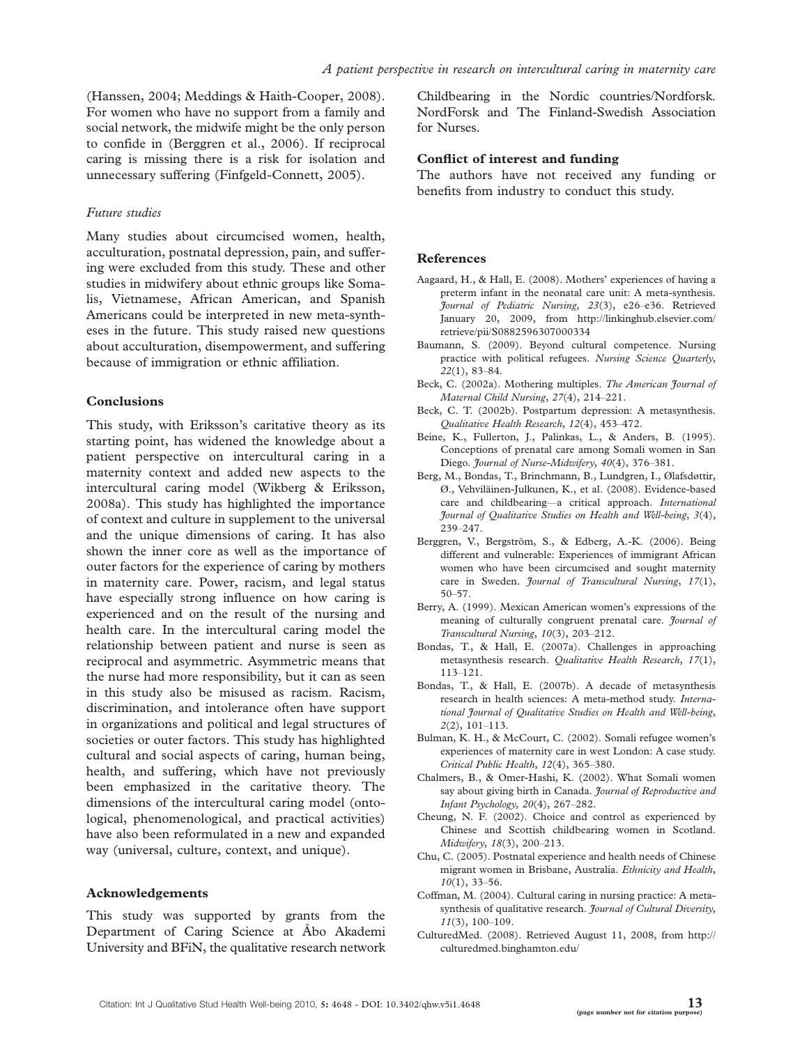(Hanssen, 2004; Meddings & Haith-Cooper, 2008). For women who have no support from a family and social network, the midwife might be the only person to confide in (Berggren et al., 2006). If reciprocal caring is missing there is a risk for isolation and unnecessary suffering (Finfgeld-Connett, 2005).

*Future studies*

Many studies about circumcised women, health, acculturation, postnatal depression, pain, and suffering were excluded from this study. These and other studies in midwifery about ethnic groups like Somalis, Vietnamese, African American, and Spanish Americans could be interpreted in new meta-syntheses in the future. This study raised new questions about acculturation, disempowerment, and suffering because of immigration or ethnic affiliation.

## Conclusions

This study, with Eriksson's caritative theory as its starting point, has widened the knowledge about a patient perspective on intercultural caring in a maternity context and added new aspects to the intercultural caring model (Wikberg & Eriksson, 2008a). This study has highlighted the importance of context and culture in supplement to the universal and the unique dimensions of caring. It has also shown the inner core as well as the importance of outer factors for the experience of caring by mothers in maternity care. Power, racism, and legal status have especially strong influence on how caring is experienced and on the result of the nursing and health care. In the intercultural caring model the relationship between patient and nurse is seen as reciprocal and asymmetric. Asymmetric means that the nurse had more responsibility, but it can as seen in this study also be misused as racism. Racism, discrimination, and intolerance often have support in organizations and political and legal structures of societies or outer factors. This study has highlighted cultural and social aspects of caring, human being, health, and suffering, which have not previously been emphasized in the caritative theory. The dimensions of the intercultural caring model (ontological, phenomenological, and practical activities) have also been reformulated in a new and expanded way (universal, culture, context, and unique).

## Acknowledgements

This study was supported by grants from the Department of Caring Science at Åbo Akademi University and BFiN, the qualitative research network Childbearing in the Nordic countries/Nordforsk. NordForsk and The Finland-Swedish Association for Nurses.

## Conflict of interest and funding

The authors have not received any funding or benefits from industry to conduct this study.

## References

Aagaard, H., & Hall, E. (2008). Mothers' experiences of having a preterm infant in the neonatal care unit: A meta-synthesis. *Journal of Pediatric Nursing, 23*(3), e26–e36. Retrieved January 20, 2009, from http://linkinghub.elsevier.com/retrieve/pii/S0882596307000334

Baumann, S. (2009). Beyond cultural competence. Nursing practice with political refugees. *Nursing Science Quarterly*, *22*(1), 83–84.

Beck, C. (2002a). Mothering multiples. *The American Journal of Maternal Child Nursing*, *27*(4), 214–221.

Beck, C. T. (2002b). Postpartum depression: A metasynthesis. *Qualitative Health Research*, *12*(4), 453–472.

Beine, K., Fullerton, J., Palinkas, L., & Anders, B. (1995). Conceptions of prenatal care among Somali women in San Diego. *Journal of Nurse-Midwifery*, *40*(4), 376–381.

Berg, M., Bondas, T., Brinchmann, B., Lundgren, I., Ølafsdøttir, Ø., Vehviläinen-Julkunen, K., et al. (2008). Evidence-based care and childbearing—a critical approach. *International Journal of Qualitative Studies on Health and Well-being*, *3*(4), 239–247.

Berggren, V., Bergström, S., & Edberg, A.-K. (2006). Being different and vulnerable: Experiences of immigrant African women who have been circumcised and sought maternity care in Sweden. *Journal of Transcultural Nursing*, *17*(1), 50–57.

Berry, A. (1999). Mexican American women's expressions of the meaning of culturally congruent prenatal care. *Journal of Transcultural Nursing*, *10*(3), 203–212.

Bondas, T., & Hall, E. (2007a). Challenges in approaching metasynthesis research. *Qualitative Health Research*, *17*(1), 113–121.

Bondas, T., & Hall, E. (2007b). A decade of metasynthesis research in health sciences: A meta-method study. *International Journal of Qualitative Studies on Health and Well-being*, *2*(2), 101–113.

Bulman, K. H., & McCourt, C. (2002). Somali refugee women's experiences of maternity care in west London: A case study. *Critical Public Health*, *12*(4), 365–380.

Chalmers, B., & Omer-Hashi, K. (2002). What Somali women say about giving birth in Canada. *Journal of Reproductive and Infant Psychology*, *20*(4), 267–282.

Cheung, N. F. (2002). Choice and control as experienced by Chinese and Scottish childbearing women in Scotland. *Midwifery*, *18*(3), 200–213.

Chu, C. (2005). Postnatal experience and health needs of Chinese migrant women in Brisbane, Australia. *Ethnicity and Health*, *10*(1), 33–56.

Coffman, M. (2004). Cultural caring in nursing practice: A metasynthesis of qualitative research. *Journal of Cultural Diversity*, *11*(3), 100–109.

CulturedMed. (2008). Retrieved August 11, 2008, from http://culturedmed.binghamton.edu/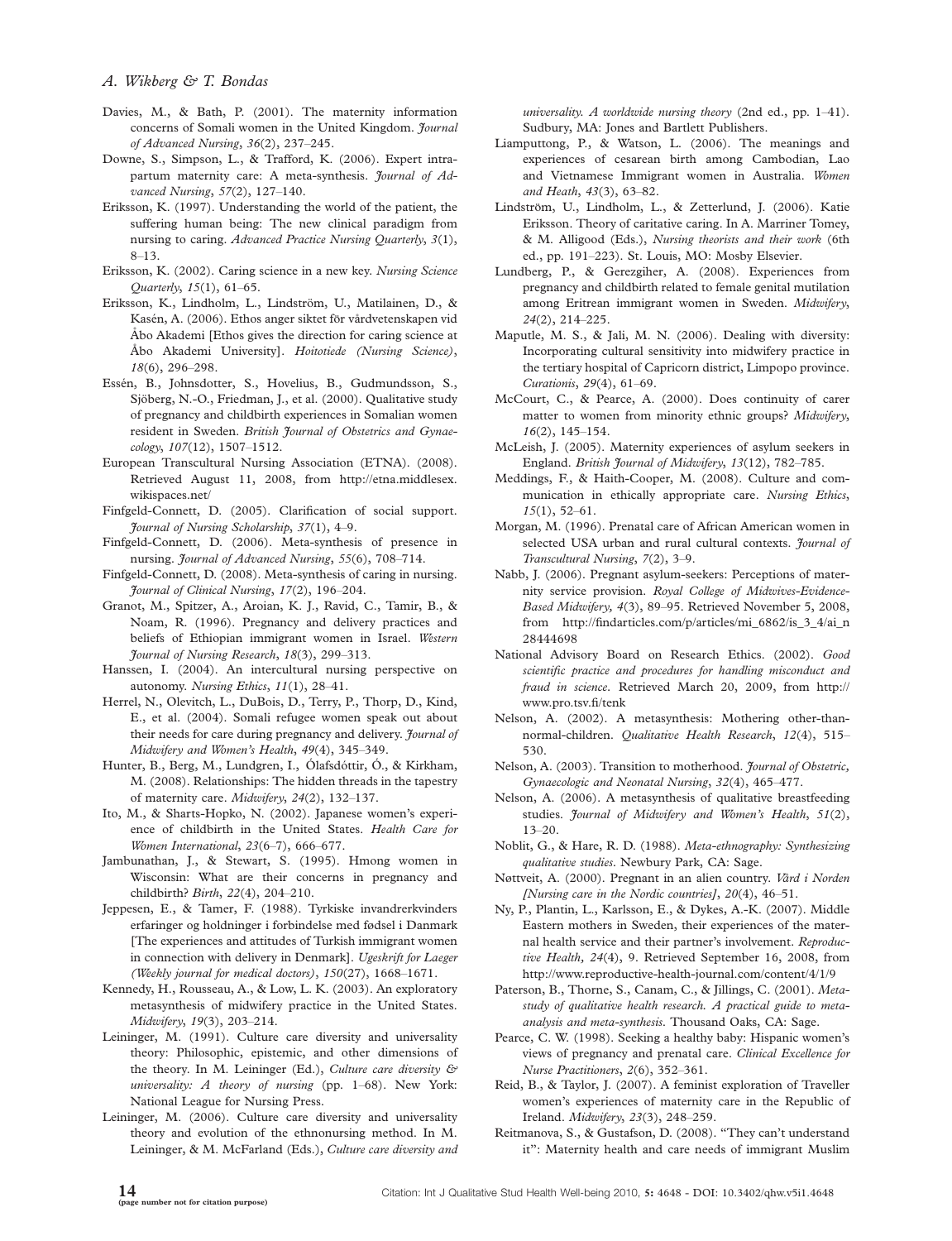Davies, M., & Bath, P. (2001). The maternity information concerns of Somali women in the United Kingdom. *Journal of Advanced Nursing*, *36*(2), 237–245.

Downe, S., Simpson, L., & Trafford, K. (2006). Expert intrapartum maternity care: A meta-synthesis. *Journal of Advanced Nursing*, *57*(2), 127–140.

Eriksson, K. (1997). Understanding the world of the patient, the suffering human being: The new clinical paradigm from nursing to caring. *Advanced Practice Nursing Quarterly*, *3*(1), 8–13.

Eriksson, K. (2002). Caring science in a new key. *Nursing Science Quarterly*, *15*(1), 61–65.

Eriksson, K., Lindholm, L., Lindström, U., Matilainen, D., & Kasén, A. (2006). Ethos anger siktet för vårdvetenskapen vid Åbo Akademi [Ethos gives the direction for caring science at Åbo Akademi University]. *Hoitotiede (Nursing Science)*, *18*(6), 296–298.

Essén, B., Johnsdotter, S., Hovelius, B., Gudmundsson, S., Sjöberg, N.-O., Friedman, J., et al. (2000). Qualitative study of pregnancy and childbirth experiences in Somalian women resident in Sweden. *British Journal of Obstetrics and Gynaecology*, *107*(12), 1507–1512.

European Transcultural Nursing Association (ETNA). (2008). Retrieved August 11, 2008, from http://etna.middlesex.wikispaces.net/

Finfgeld-Connett, D. (2005). Clarification of social support. *Journal of Nursing Scholarship*, *37*(1), 4–9.

Finfgeld-Connett, D. (2006). Meta-synthesis of presence in nursing. *Journal of Advanced Nursing*, *55*(6), 708–714.

Finfgeld-Connett, D. (2008). Meta-synthesis of caring in nursing. *Journal of Clinical Nursing*, *17*(2), 196–204.

Granot, M., Spitzer, A., Aroian, K. J., Ravid, C., Tamir, B., & Noam, R. (1996). Pregnancy and delivery practices and beliefs of Ethiopian immigrant women in Israel. *Western Journal of Nursing Research*, *18*(3), 299–313.

Hanssen, I. (2004). An intercultural nursing perspective on autonomy. *Nursing Ethics*, *11*(1), 28–41.

Herrel, N., Olevitch, L., DuBois, D., Terry, P., Thorp, D., Kind, E., et al. (2004). Somali refugee women speak out about their needs for care during pregnancy and delivery. *Journal of Midwifery and Women's Health*, *49*(4), 345–349.

Hunter, B., Berg, M., Lundgren, I., Ólafsdóttir, Ó., & Kirkham, M. (2008). Relationships: The hidden threads in the tapestry of maternity care. *Midwifery*, *24*(2), 132–137.

Ito, M., & Sharts-Hopko, N. (2002). Japanese women's experience of childbirth in the United States. *Health Care for Women International*, *23*(6–7), 666–677.

Jambunathan, J., & Stewart, S. (1995). Hmong women in Wisconsin: What are their concerns in pregnancy and childbirth? *Birth*, *22*(4), 204–210.

Jeppesen, E., & Tamer, F. (1988). Tyrkiske invandrerkvinders erfaringer og holdninger i forbindelse med fødsel i Danmark [The experiences and attitudes of Turkish immigrant women in connection with delivery in Denmark]. *Ugeskrift for Laeger (Weekly journal for medical doctors)*, *150*(27), 1668–1671.

Kennedy, H., Rousseau, A., & Low, L. K. (2003). An exploratory metasynthesis of midwifery practice in the United States. *Midwifery*, *19*(3), 203–214.

Leininger, M. (1991). Culture care diversity and universality theory: Philosophic, epistemic, and other dimensions of the theory. In M. Leininger (Ed.), *Culture care diversity & universality: A theory of nursing* (pp. 1–68). New York: National League for Nursing Press.

Leininger, M. (2006). Culture care diversity and universality theory and evolution of the ethnonursing method. In M. Leininger, & M. McFarland (Eds.), *Culture care diversity and universality. A worldwide nursing theory* (2nd ed., pp. 1–41). Sudbury, MA: Jones and Bartlett Publishers.

Liamputtong, P., & Watson, L. (2006). The meanings and experiences of cesarean birth among Cambodian, Lao and Vietnamese Immigrant women in Australia. *Women and Heath*, *43*(3), 63–82.

Lindström, U., Lindholm, L., & Zetterlund, J. (2006). Katie Eriksson. Theory of caritative caring. In A. Marriner Tomey, & M. Alligood (Eds.), *Nursing theorists and their work* (6th ed., pp. 191–223). St. Louis, MO: Mosby Elsevier.

Lundberg, P., & Gerezgiher, A. (2008). Experiences from pregnancy and childbirth related to female genital mutilation among Eritrean immigrant women in Sweden. *Midwifery*, *24*(2), 214–225.

Maputle, M. S., & Jali, M. N. (2006). Dealing with diversity: Incorporating cultural sensitivity into midwifery practice in the tertiary hospital of Capricorn district, Limpopo province. *Curationis*, *29*(4), 61–69.

McCourt, C., & Pearce, A. (2000). Does continuity of carer matter to women from minority ethnic groups? *Midwifery*, *16*(2), 145–154.

McLeish, J. (2005). Maternity experiences of asylum seekers in England. *British Journal of Midwifery*, *13*(12), 782–785.

Meddings, F., & Haith-Cooper, M. (2008). Culture and communication in ethically appropriate care. *Nursing Ethics*, *15*(1), 52–61.

Morgan, M. (1996). Prenatal care of African American women in selected USA urban and rural cultural contexts. *Journal of Transcultural Nursing*, *7*(2), 3–9.

Nabb, J. (2006). Pregnant asylum-seekers: Perceptions of maternity service provision. *Royal College of Midwives-Evidence-Based Midwifery*, *4*(3), 89–95. Retrieved November 5, 2008, from http://findarticles.com/p/articles/mi_6862/is_3_4/ai_n28444698

National Advisory Board on Research Ethics. (2002). *Good scientific practice and procedures for handling misconduct and fraud in science*. Retrieved March 20, 2009, from http://www.pro.tsv.fi/tenk

Nelson, A. (2002). A metasynthesis: Mothering other-than-normal-children. *Qualitative Health Research*, *12*(4), 515–530.

Nelson, A. (2003). Transition to motherhood. *Journal of Obstetric, Gynaecologic and Neonatal Nursing*, *32*(4), 465–477.

Nelson, A. (2006). A metasynthesis of qualitative breastfeeding studies. *Journal of Midwifery and Women's Health*, *51*(2), 13–20.

Noblit, G., & Hare, R. D. (1988). *Meta-ethnography: Synthesizing qualitative studies*. Newbury Park, CA: Sage.

Nøttveit, A. (2000). Pregnant in an alien country. *Vård i Norden [Nursing care in the Nordic countries]*, *20*(4), 46–51.

Ny, P., Plantin, L., Karlsson, E., & Dykes, A.-K. (2007). Middle Eastern mothers in Sweden, their experiences of the maternal health service and their partner's involvement. *Reproductive Health*, *24*(4), 9. Retrieved September 16, 2008, from http://www.reproductive-health-journal.com/content/4/1/9

Paterson, B., Thorne, S., Canam, C., & Jillings, C. (2001). *Meta-study of qualitative health research. A practical guide to meta-analysis and meta-synthesis*. Thousand Oaks, CA: Sage.

Pearce, C. W. (1998). Seeking a healthy baby: Hispanic women's views of pregnancy and prenatal care. *Clinical Excellence for Nurse Practitioners*, *2*(6), 352–361.

Reid, B., & Taylor, J. (2007). A feminist exploration of Traveller women's experiences of maternity care in the Republic of Ireland. *Midwifery*, *23*(3), 248–259.

Reitmanova, S., & Gustafson, D. (2008). "They can't understand it": Maternity health and care needs of immigrant Muslim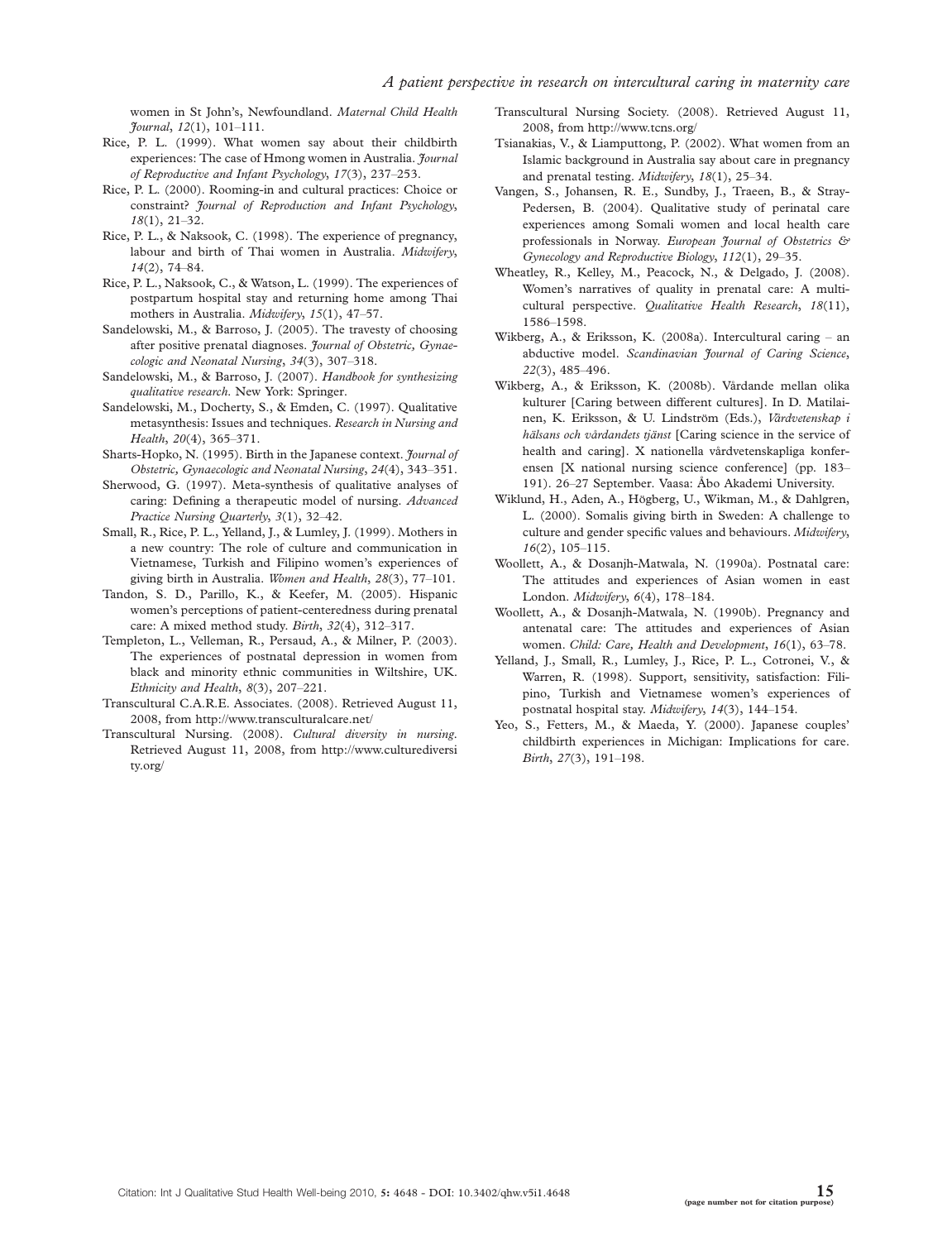women in St John's, Newfoundland. *Maternal Child Health Journal*, *12*(1), 101–111.

Rice, P. L. (1999). What women say about their childbirth experiences: The case of Hmong women in Australia. *Journal of Reproductive and Infant Psychology*, *17*(3), 237–253.

Rice, P. L. (2000). Rooming-in and cultural practices: Choice or constraint? *Journal of Reproduction and Infant Psychology*, *18*(1), 21–32.

Rice, P. L., & Naksook, C. (1998). The experience of pregnancy, labour and birth of Thai women in Australia. *Midwifery*, *14*(2), 74–84.

Rice, P. L., Naksook, C., & Watson, L. (1999). The experiences of postpartum hospital stay and returning home among Thai mothers in Australia. *Midwifery*, *15*(1), 47–57.

Sandelowski, M., & Barroso, J. (2005). The travesty of choosing after positive prenatal diagnoses. *Journal of Obstetric, Gynaecologic and Neonatal Nursing*, *34*(3), 307–318.

Sandelowski, M., & Barroso, J. (2007). *Handbook for synthesizing qualitative research*. New York: Springer.

Sandelowski, M., Docherty, S., & Emden, C. (1997). Qualitative metasynthesis: Issues and techniques. *Research in Nursing and Health*, *20*(4), 365–371.

Sharts-Hopko, N. (1995). Birth in the Japanese context. *Journal of Obstetric, Gynaecologic and Neonatal Nursing*, *24*(4), 343–351.

Sherwood, G. (1997). Meta-synthesis of qualitative analyses of caring: Defining a therapeutic model of nursing. *Advanced Practice Nursing Quarterly*, *3*(1), 32–42.

Small, R., Rice, P. L., Yelland, J., & Lumley, J. (1999). Mothers in a new country: The role of culture and communication in Vietnamese, Turkish and Filipino women's experiences of giving birth in Australia. *Women and Health*, *28*(3), 77–101.

Tandon, S. D., Parillo, K., & Keefer, M. (2005). Hispanic women's perceptions of patient-centeredness during prenatal care: A mixed method study. *Birth*, *32*(4), 312–317.

Templeton, L., Velleman, R., Persaud, A., & Milner, P. (2003). The experiences of postnatal depression in women from black and minority ethnic communities in Wiltshire, UK. *Ethnicity and Health*, *8*(3), 207–221.

Transcultural C.A.R.E. Associates. (2008). Retrieved August 11, 2008, from http://www.transculturalcare.net/

Transcultural Nursing. (2008). *Cultural diversity in nursing*. Retrieved August 11, 2008, from http://www.culturediversity.org/

Transcultural Nursing Society. (2008). Retrieved August 11, 2008, from http://www.tcns.org/

Tsianakias, V., & Liamputtong, P. (2002). What women from an Islamic background in Australia say about care in pregnancy and prenatal testing. *Midwifery*, *18*(1), 25–34.

Vangen, S., Johansen, R. E., Sundby, J., Traeen, B., & Stray-Pedersen, B. (2004). Qualitative study of perinatal care experiences among Somali women and local health care professionals in Norway. *European Journal of Obstetrics & Gynecology and Reproductive Biology*, *112*(1), 29–35.

Wheatley, R., Kelley, M., Peacock, N., & Delgado, J. (2008). Women's narratives of quality in prenatal care: A multicultural perspective. *Qualitative Health Research*, *18*(11), 1586–1598.

Wikberg, A., & Eriksson, K. (2008a). Intercultural caring – an abductive model. *Scandinavian Journal of Caring Science*, *22*(3), 485–496.

Wikberg, A., & Eriksson, K. (2008b). Vårdande mellan olika kulturer [Caring between different cultures]. In D. Matilainen, K. Eriksson, & U. Lindström (Eds.), *Vårdvetenskap i hälsans och vårdandets tjänst* [Caring science in the service of health and caring]. X nationella vårdvetenskapliga konferensen [X national nursing science conference] (pp. 183–191). 26–27 September. Vaasa: Åbo Akademi University.

Wiklund, H., Aden, A., Högberg, U., Wikman, M., & Dahlgren, L. (2000). Somalis giving birth in Sweden: A challenge to culture and gender specific values and behaviours. *Midwifery*, *16*(2), 105–115.

Woollett, A., & Dosanjh-Matwala, N. (1990a). Postnatal care: The attitudes and experiences of Asian women in east London. *Midwifery*, *6*(4), 178–184.

Woollett, A., & Dosanjh-Matwala, N. (1990b). Pregnancy and antenatal care: The attitudes and experiences of Asian women. *Child: Care, Health and Development*, *16*(1), 63–78.

Yelland, J., Small, R., Lumley, J., Rice, P. L., Cotronei, V., & Warren, R. (1998). Support, sensitivity, satisfaction: Filipino, Turkish and Vietnamese women's experiences of postnatal hospital stay. *Midwifery*, *14*(3), 144–154.

Yeo, S., Fetters, M., & Maeda, Y. (2000). Japanese couples' childbirth experiences in Michigan: Implications for care. *Birth*, *27*(3), 191–198.